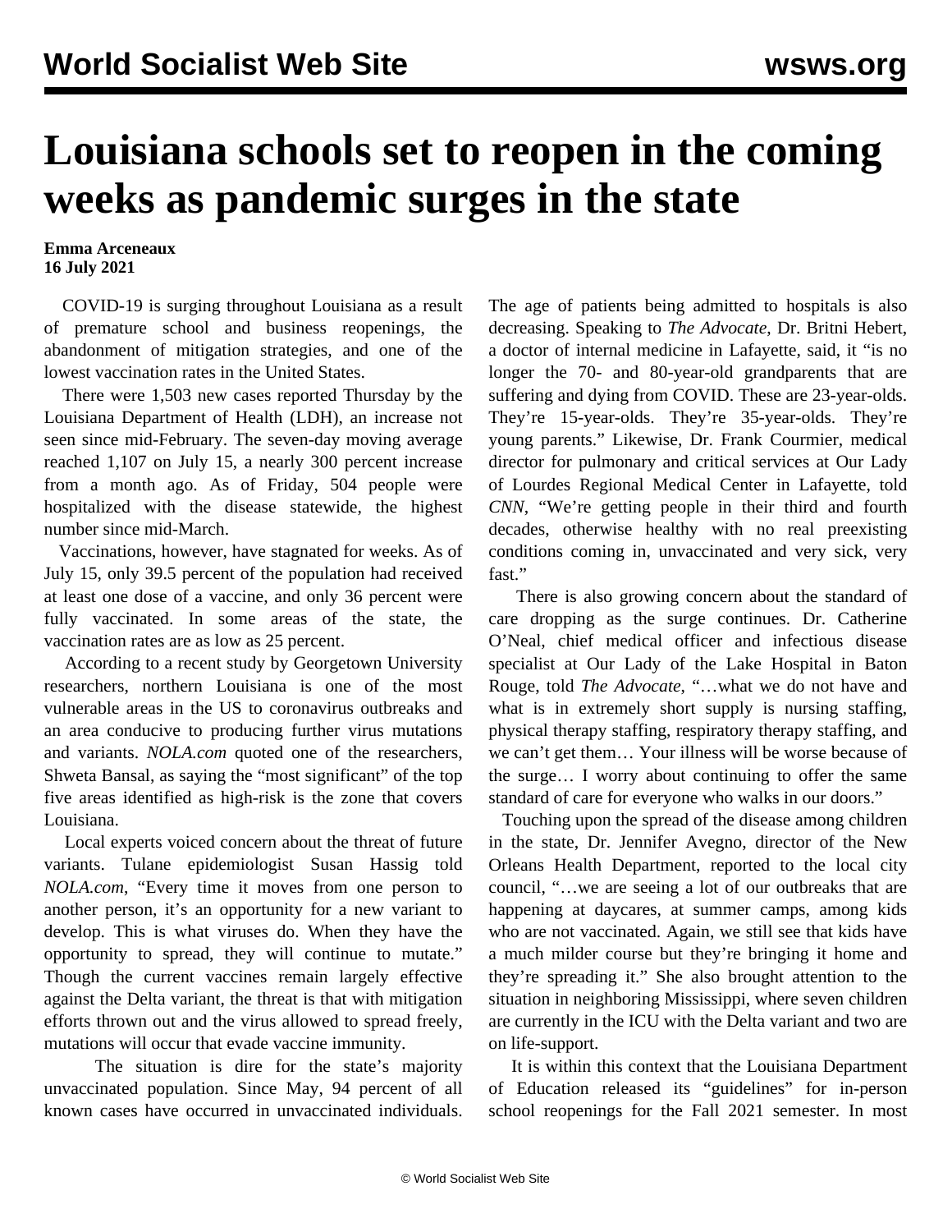# Louisiana schools set to reopen in the coming weeks as pandemic surges in the state

**Emma Arceneaux**
**16 July 2021**

COVID-19 is surging throughout Louisiana as a result of premature school and business reopenings, the abandonment of mitigation strategies, and one of the lowest vaccination rates in the United States.

There were 1,503 new cases reported Thursday by the Louisiana Department of Health (LDH), an increase not seen since mid-February. The seven-day moving average reached 1,107 on July 15, a nearly 300 percent increase from a month ago. As of Friday, 504 people were hospitalized with the disease statewide, the highest number since mid-March.

Vaccinations, however, have stagnated for weeks. As of July 15, only 39.5 percent of the population had received at least one dose of a vaccine, and only 36 percent were fully vaccinated. In some areas of the state, the vaccination rates are as low as 25 percent.

According to a recent study by Georgetown University researchers, northern Louisiana is one of the most vulnerable areas in the US to coronavirus outbreaks and an area conducive to producing further virus mutations and variants. *NOLA.com* quoted one of the researchers, Shweta Bansal, as saying the "most significant" of the top five areas identified as high-risk is the zone that covers Louisiana.

Local experts voiced concern about the threat of future variants. Tulane epidemiologist Susan Hassig told *NOLA.com*, "Every time it moves from one person to another person, it's an opportunity for a new variant to develop. This is what viruses do. When they have the opportunity to spread, they will continue to mutate." Though the current vaccines remain largely effective against the Delta variant, the threat is that with mitigation efforts thrown out and the virus allowed to spread freely, mutations will occur that evade vaccine immunity.

The situation is dire for the state's majority unvaccinated population. Since May, 94 percent of all known cases have occurred in unvaccinated individuals. The age of patients being admitted to hospitals is also decreasing. Speaking to *The Advocate*, Dr. Britni Hebert, a doctor of internal medicine in Lafayette, said, it "is no longer the 70- and 80-year-old grandparents that are suffering and dying from COVID. These are 23-year-olds. They're 15-year-olds. They're 35-year-olds. They're young parents." Likewise, Dr. Frank Courmier, medical director for pulmonary and critical services at Our Lady of Lourdes Regional Medical Center in Lafayette, told *CNN*, "We're getting people in their third and fourth decades, otherwise healthy with no real preexisting conditions coming in, unvaccinated and very sick, very fast."

There is also growing concern about the standard of care dropping as the surge continues. Dr. Catherine O'Neal, chief medical officer and infectious disease specialist at Our Lady of the Lake Hospital in Baton Rouge, told *The Advocate*, "…what we do not have and what is in extremely short supply is nursing staffing, physical therapy staffing, respiratory therapy staffing, and we can't get them… Your illness will be worse because of the surge… I worry about continuing to offer the same standard of care for everyone who walks in our doors."

Touching upon the spread of the disease among children in the state, Dr. Jennifer Avegno, director of the New Orleans Health Department, reported to the local city council, "…we are seeing a lot of our outbreaks that are happening at daycares, at summer camps, among kids who are not vaccinated. Again, we still see that kids have a much milder course but they're bringing it home and they're spreading it." She also brought attention to the situation in neighboring Mississippi, where seven children are currently in the ICU with the Delta variant and two are on life-support.

It is within this context that the Louisiana Department of Education released its "guidelines" for in-person school reopenings for the Fall 2021 semester. In most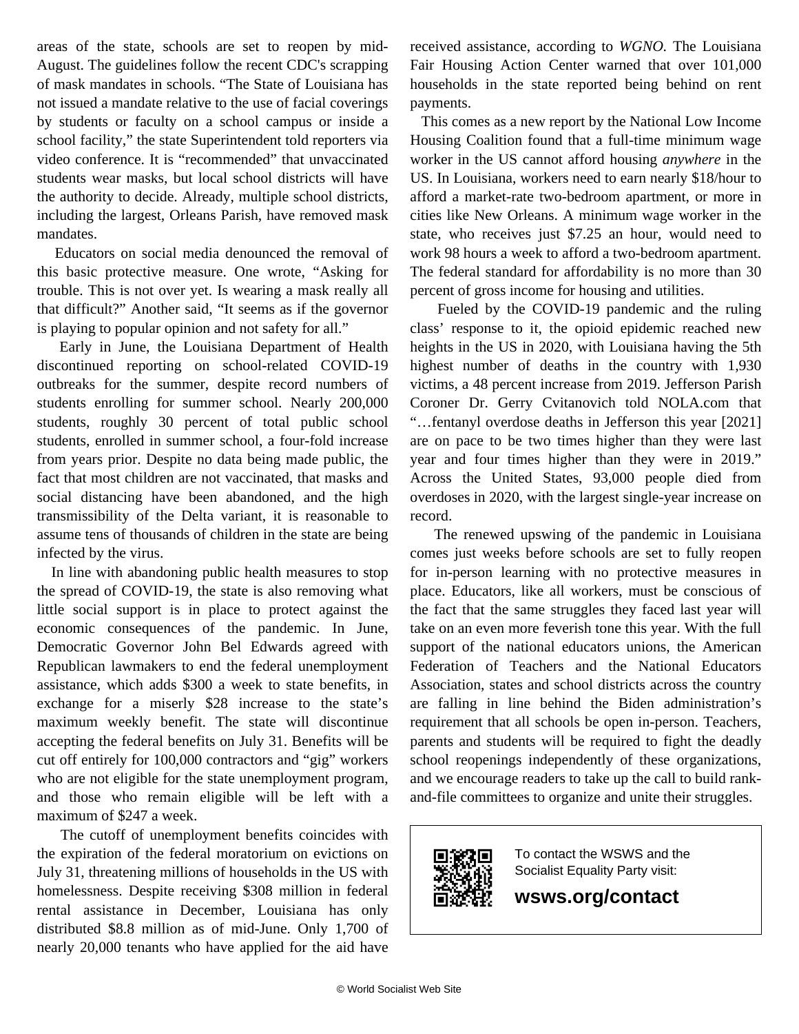areas of the state, schools are set to reopen by mid-August. The guidelines follow the recent CDC's scrapping of mask mandates in schools. "The State of Louisiana has not issued a mandate relative to the use of facial coverings by students or faculty on a school campus or inside a school facility," the state Superintendent told reporters via video conference. It is "recommended" that unvaccinated students wear masks, but local school districts will have the authority to decide. Already, multiple school districts, including the largest, Orleans Parish, have removed mask mandates.

Educators on social media denounced the removal of this basic protective measure. One wrote, "Asking for trouble. This is not over yet. Is wearing a mask really all that difficult?" Another said, "It seems as if the governor is playing to popular opinion and not safety for all."

Early in June, the Louisiana Department of Health discontinued reporting on school-related COVID-19 outbreaks for the summer, despite record numbers of students enrolling for summer school. Nearly 200,000 students, roughly 30 percent of total public school students, enrolled in summer school, a four-fold increase from years prior. Despite no data being made public, the fact that most children are not vaccinated, that masks and social distancing have been abandoned, and the high transmissibility of the Delta variant, it is reasonable to assume tens of thousands of children in the state are being infected by the virus.

In line with abandoning public health measures to stop the spread of COVID-19, the state is also removing what little social support is in place to protect against the economic consequences of the pandemic. In June, Democratic Governor John Bel Edwards agreed with Republican lawmakers to end the federal unemployment assistance, which adds $300 a week to state benefits, in exchange for a miserly $28 increase to the state's maximum weekly benefit. The state will discontinue accepting the federal benefits on July 31. Benefits will be cut off entirely for 100,000 contractors and "gig" workers who are not eligible for the state unemployment program, and those who remain eligible will be left with a maximum of $247 a week.

The cutoff of unemployment benefits coincides with the expiration of the federal moratorium on evictions on July 31, threatening millions of households in the US with homelessness. Despite receiving $308 million in federal rental assistance in December, Louisiana has only distributed $8.8 million as of mid-June. Only 1,700 of nearly 20,000 tenants who have applied for the aid have received assistance, according to *WGNO*. The Louisiana Fair Housing Action Center warned that over 101,000 households in the state reported being behind on rent payments.

This comes as a new report by the National Low Income Housing Coalition found that a full-time minimum wage worker in the US cannot afford housing *anywhere* in the US. In Louisiana, workers need to earn nearly $18/hour to afford a market-rate two-bedroom apartment, or more in cities like New Orleans. A minimum wage worker in the state, who receives just $7.25 an hour, would need to work 98 hours a week to afford a two-bedroom apartment. The federal standard for affordability is no more than 30 percent of gross income for housing and utilities.

Fueled by the COVID-19 pandemic and the ruling class' response to it, the opioid epidemic reached new heights in the US in 2020, with Louisiana having the 5th highest number of deaths in the country with 1,930 victims, a 48 percent increase from 2019. Jefferson Parish Coroner Dr. Gerry Cvitanovich told NOLA.com that "…fentanyl overdose deaths in Jefferson this year [2021] are on pace to be two times higher than they were last year and four times higher than they were in 2019." Across the United States, 93,000 people died from overdoses in 2020, with the largest single-year increase on record.

The renewed upswing of the pandemic in Louisiana comes just weeks before schools are set to fully reopen for in-person learning with no protective measures in place. Educators, like all workers, must be conscious of the fact that the same struggles they faced last year will take on an even more feverish tone this year. With the full support of the national educators unions, the American Federation of Teachers and the National Educators Association, states and school districts across the country are falling in line behind the Biden administration's requirement that all schools be open in-person. Teachers, parents and students will be required to fight the deadly school reopenings independently of these organizations, and we encourage readers to take up the call to build rank-and-file committees to organize and unite their struggles.

To contact the WSWS and the Socialist Equality Party visit:

**wsws.org/contact**